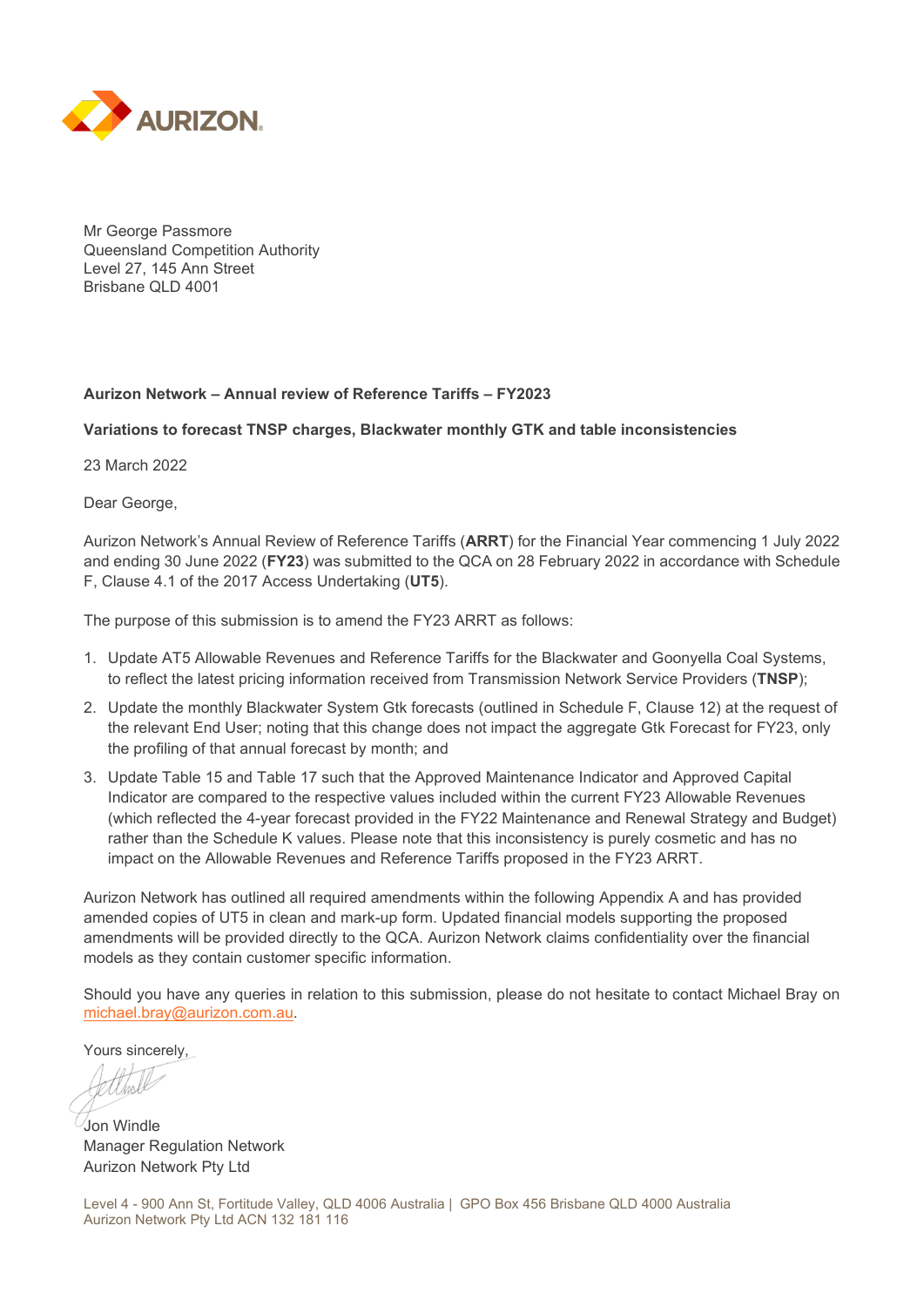AURIZON

Mr George Passmore
Queensland Competition Authority
Level 27, 145 Ann Street
Brisbane QLD 4001

**Aurizon Network – Annual review of Reference Tariffs – FY2023**

**Variations to forecast TNSP charges, Blackwater monthly GTK and table inconsistencies**

23 March 2022

Dear George,

Aurizon Network's Annual Review of Reference Tariffs (**ARRT**) for the Financial Year commencing 1 July 2022 and ending 30 June 2022 (**FY23**) was submitted to the QCA on 28 February 2022 in accordance with Schedule F, Clause 4.1 of the 2017 Access Undertaking (**UT5**).

The purpose of this submission is to amend the FY23 ARRT as follows:

1. Update AT5 Allowable Revenues and Reference Tariffs for the Blackwater and Goonyella Coal Systems, to reflect the latest pricing information received from Transmission Network Service Providers (**TNSP**);
2. Update the monthly Blackwater System Gtk forecasts (outlined in Schedule F, Clause 12) at the request of the relevant End User; noting that this change does not impact the aggregate Gtk Forecast for FY23, only the profiling of that annual forecast by month; and
3. Update Table 15 and Table 17 such that the Approved Maintenance Indicator and Approved Capital Indicator are compared to the respective values included within the current FY23 Allowable Revenues (which reflected the 4-year forecast provided in the FY22 Maintenance and Renewal Strategy and Budget) rather than the Schedule K values. Please note that this inconsistency is purely cosmetic and has no impact on the Allowable Revenues and Reference Tariffs proposed in the FY23 ARRT.

Aurizon Network has outlined all required amendments within the following Appendix A and has provided amended copies of UT5 in clean and mark-up form. Updated financial models supporting the proposed amendments will be provided directly to the QCA. Aurizon Network claims confidentiality over the financial models as they contain customer specific information.

Should you have any queries in relation to this submission, please do not hesitate to contact Michael Bray on michael.bray@aurizon.com.au.

Yours sincerely,

Jon Windle
Manager Regulation Network
Aurizon Network Pty Ltd

Level 4 - 900 Ann St, Fortitude Valley, QLD 4006 Australia | GPO Box 456 Brisbane QLD 4000 Australia
Aurizon Network Pty Ltd ACN 132 181 116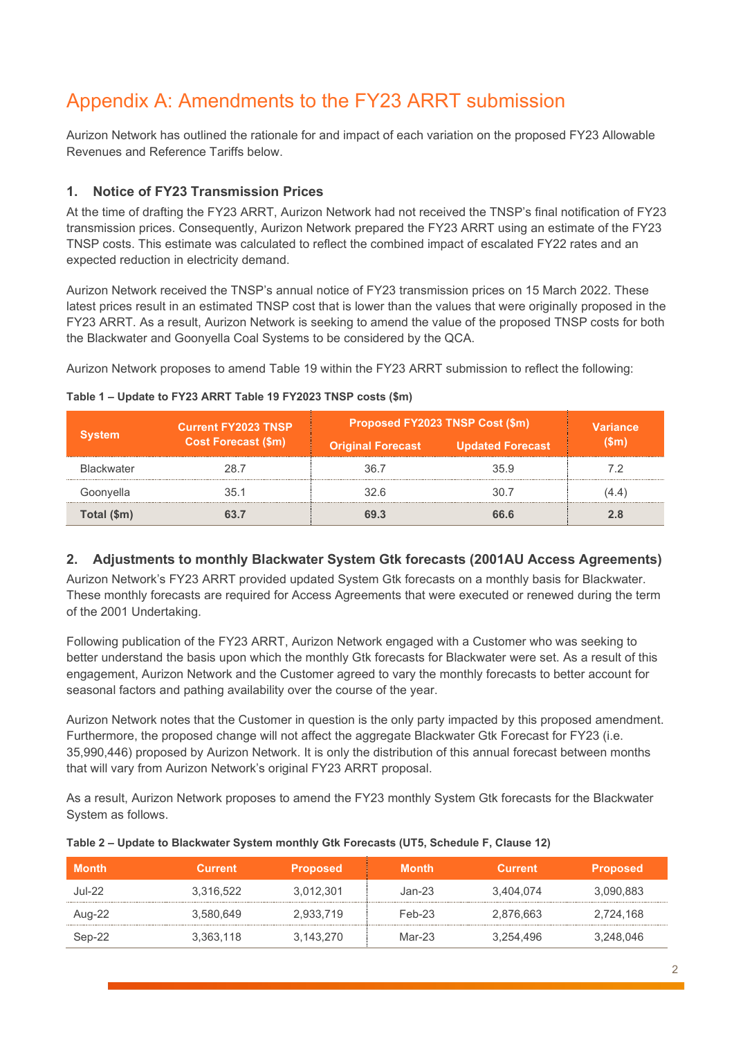# Appendix A: Amendments to the FY23 ARRT submission

Aurizon Network has outlined the rationale for and impact of each variation on the proposed FY23 Allowable Revenues and Reference Tariffs below.

## 1. Notice of FY23 Transmission Prices

At the time of drafting the FY23 ARRT, Aurizon Network had not received the TNSP's final notification of FY23 transmission prices. Consequently, Aurizon Network prepared the FY23 ARRT using an estimate of the FY23 TNSP costs. This estimate was calculated to reflect the combined impact of escalated FY22 rates and an expected reduction in electricity demand.

Aurizon Network received the TNSP's annual notice of FY23 transmission prices on 15 March 2022. These latest prices result in an estimated TNSP cost that is lower than the values that were originally proposed in the FY23 ARRT. As a result, Aurizon Network is seeking to amend the value of the proposed TNSP costs for both the Blackwater and Goonyella Coal Systems to be considered by the QCA.

Aurizon Network proposes to amend Table 19 within the FY23 ARRT submission to reflect the following:

**Table 1 – Update to FY23 ARRT Table 19 FY2023 TNSP costs ($m)**

| System | Current FY2023 TNSP Cost Forecast ($m) | Proposed FY2023 TNSP Cost ($m) | | Variance ($m) |
|---|---|---|---|---|
| | | Original Forecast | Updated Forecast | |
| Blackwater | 28.7 | 36.7 | 35.9 | 7.2 |
| Goonyella | 35.1 | 32.6 | 30.7 | (4.4) |
| **Total ($m)** | **63.7** | **69.3** | **66.6** | **2.8** |

## 2. Adjustments to monthly Blackwater System Gtk forecasts (2001AU Access Agreements)

Aurizon Network's FY23 ARRT provided updated System Gtk forecasts on a monthly basis for Blackwater. These monthly forecasts are required for Access Agreements that were executed or renewed during the term of the 2001 Undertaking.

Following publication of the FY23 ARRT, Aurizon Network engaged with a Customer who was seeking to better understand the basis upon which the monthly Gtk forecasts for Blackwater were set. As a result of this engagement, Aurizon Network and the Customer agreed to vary the monthly forecasts to better account for seasonal factors and pathing availability over the course of the year.

Aurizon Network notes that the Customer in question is the only party impacted by this proposed amendment. Furthermore, the proposed change will not affect the aggregate Blackwater Gtk Forecast for FY23 (i.e. 35,990,446) proposed by Aurizon Network. It is only the distribution of this annual forecast between months that will vary from Aurizon Network's original FY23 ARRT proposal.

As a result, Aurizon Network proposes to amend the FY23 monthly System Gtk forecasts for the Blackwater System as follows.

**Table 2 – Update to Blackwater System monthly Gtk Forecasts (UT5, Schedule F, Clause 12)**

| Month | Current | Proposed | Month | Current | Proposed |
|---|---|---|---|---|---|
| Jul-22 | 3,316,522 | 3,012,301 | Jan-23 | 3,404,074 | 3,090,883 |
| Aug-22 | 3,580,649 | 2,933,719 | Feb-23 | 2,876,663 | 2,724,168 |
| Sep-22 | 3,363,118 | 3,143,270 | Mar-23 | 3,254,496 | 3,248,046 |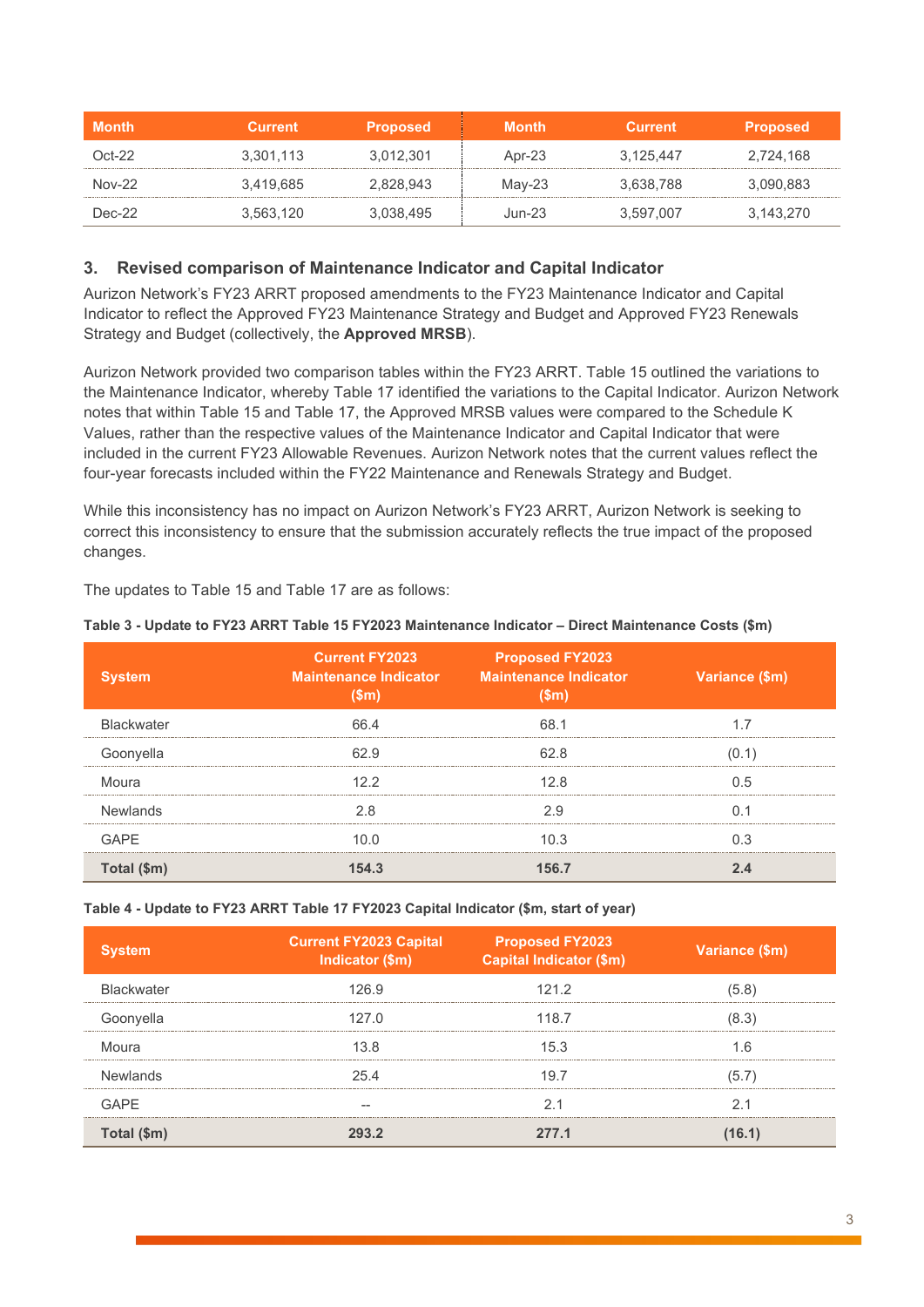| Month | Current | Proposed | Month | Current | Proposed |
|---|---|---|---|---|---|
| Oct-22 | 3,301,113 | 3,012,301 | Apr-23 | 3,125,447 | 2,724,168 |
| Nov-22 | 3,419,685 | 2,828,943 | May-23 | 3,638,788 | 3,090,883 |
| Dec-22 | 3,563,120 | 3,038,495 | Jun-23 | 3,597,007 | 3,143,270 |

## 3. Revised comparison of Maintenance Indicator and Capital Indicator

Aurizon Network's FY23 ARRT proposed amendments to the FY23 Maintenance Indicator and Capital Indicator to reflect the Approved FY23 Maintenance Strategy and Budget and Approved FY23 Renewals Strategy and Budget (collectively, the **Approved MRSB**).

Aurizon Network provided two comparison tables within the FY23 ARRT. Table 15 outlined the variations to the Maintenance Indicator, whereby Table 17 identified the variations to the Capital Indicator. Aurizon Network notes that within Table 15 and Table 17, the Approved MRSB values were compared to the Schedule K Values, rather than the respective values of the Maintenance Indicator and Capital Indicator that were included in the current FY23 Allowable Revenues. Aurizon Network notes that the current values reflect the four-year forecasts included within the FY22 Maintenance and Renewals Strategy and Budget.

While this inconsistency has no impact on Aurizon Network's FY23 ARRT, Aurizon Network is seeking to correct this inconsistency to ensure that the submission accurately reflects the true impact of the proposed changes.

The updates to Table 15 and Table 17 are as follows:

**Table 3 - Update to FY23 ARRT Table 15 FY2023 Maintenance Indicator – Direct Maintenance Costs ($m)**

| System | Current FY2023 Maintenance Indicator ($m) | Proposed FY2023 Maintenance Indicator ($m) | Variance ($m) |
|---|---|---|---|
| Blackwater | 66.4 | 68.1 | 1.7 |
| Goonyella | 62.9 | 62.8 | (0.1) |
| Moura | 12.2 | 12.8 | 0.5 |
| Newlands | 2.8 | 2.9 | 0.1 |
| GAPE | 10.0 | 10.3 | 0.3 |
| **Total ($m)** | **154.3** | **156.7** | **2.4** |

**Table 4 - Update to FY23 ARRT Table 17 FY2023 Capital Indicator ($m, start of year)**

| System | Current FY2023 Capital Indicator ($m) | Proposed FY2023 Capital Indicator ($m) | Variance ($m) |
|---|---|---|---|
| Blackwater | 126.9 | 121.2 | (5.8) |
| Goonyella | 127.0 | 118.7 | (8.3) |
| Moura | 13.8 | 15.3 | 1.6 |
| Newlands | 25.4 | 19.7 | (5.7) |
| GAPE | -- | 2.1 | 2.1 |
| **Total ($m)** | **293.2** | **277.1** | **(16.1)** |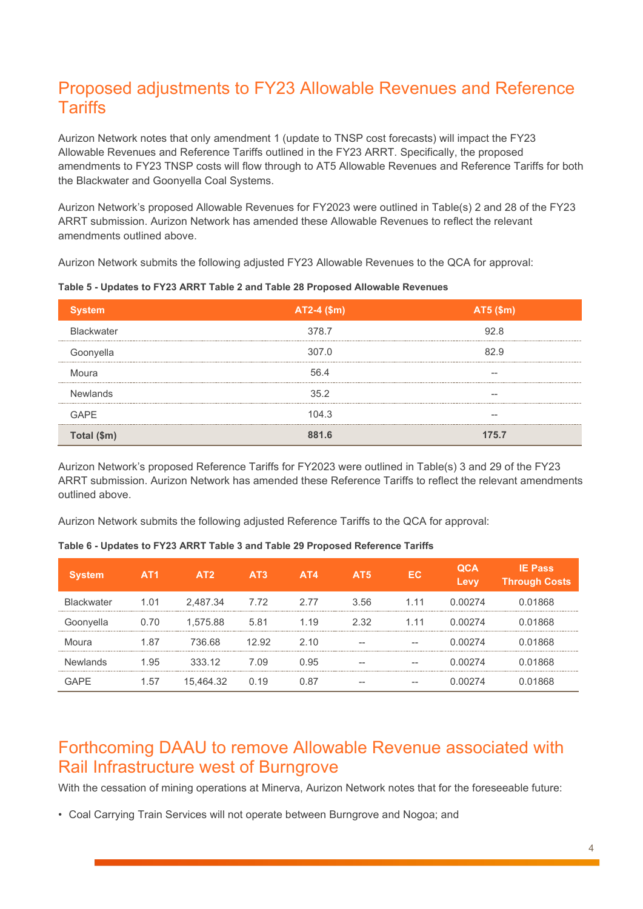## Proposed adjustments to FY23 Allowable Revenues and Reference Tariffs

Aurizon Network notes that only amendment 1 (update to TNSP cost forecasts) will impact the FY23 Allowable Revenues and Reference Tariffs outlined in the FY23 ARRT. Specifically, the proposed amendments to FY23 TNSP costs will flow through to AT5 Allowable Revenues and Reference Tariffs for both the Blackwater and Goonyella Coal Systems.

Aurizon Network's proposed Allowable Revenues for FY2023 were outlined in Table(s) 2 and 28 of the FY23 ARRT submission. Aurizon Network has amended these Allowable Revenues to reflect the relevant amendments outlined above.

Aurizon Network submits the following adjusted FY23 Allowable Revenues to the QCA for approval:

**Table 5 - Updates to FY23 ARRT Table 2 and Table 28 Proposed Allowable Revenues**

| System | AT2-4 ($m) | AT5 ($m) |
|---|---|---|
| Blackwater | 378.7 | 92.8 |
| Goonyella | 307.0 | 82.9 |
| Moura | 56.4 | -- |
| Newlands | 35.2 | -- |
| GAPE | 104.3 | -- |
| **Total ($m)** | **881.6** | **175.7** |

Aurizon Network's proposed Reference Tariffs for FY2023 were outlined in Table(s) 3 and 29 of the FY23 ARRT submission. Aurizon Network has amended these Reference Tariffs to reflect the relevant amendments outlined above.

Aurizon Network submits the following adjusted Reference Tariffs to the QCA for approval:

**Table 6 - Updates to FY23 ARRT Table 3 and Table 29 Proposed Reference Tariffs**

| System | AT1 | AT2 | AT3 | AT4 | AT5 | EC | QCA Levy | IE Pass Through Costs |
|---|---|---|---|---|---|---|---|---|
| Blackwater | 1.01 | 2,487.34 | 7.72 | 2.77 | 3.56 | 1.11 | 0.00274 | 0.01868 |
| Goonyella | 0.70 | 1,575.88 | 5.81 | 1.19 | 2.32 | 1.11 | 0.00274 | 0.01868 |
| Moura | 1.87 | 736.68 | 12.92 | 2.10 | -- | -- | 0.00274 | 0.01868 |
| Newlands | 1.95 | 333.12 | 7.09 | 0.95 | -- | -- | 0.00274 | 0.01868 |
| GAPE | 1.57 | 15,464.32 | 0.19 | 0.87 | -- | -- | 0.00274 | 0.01868 |

## Forthcoming DAAU to remove Allowable Revenue associated with Rail Infrastructure west of Burngrove

With the cessation of mining operations at Minerva, Aurizon Network notes that for the foreseeable future:

- Coal Carrying Train Services will not operate between Burngrove and Nogoa; and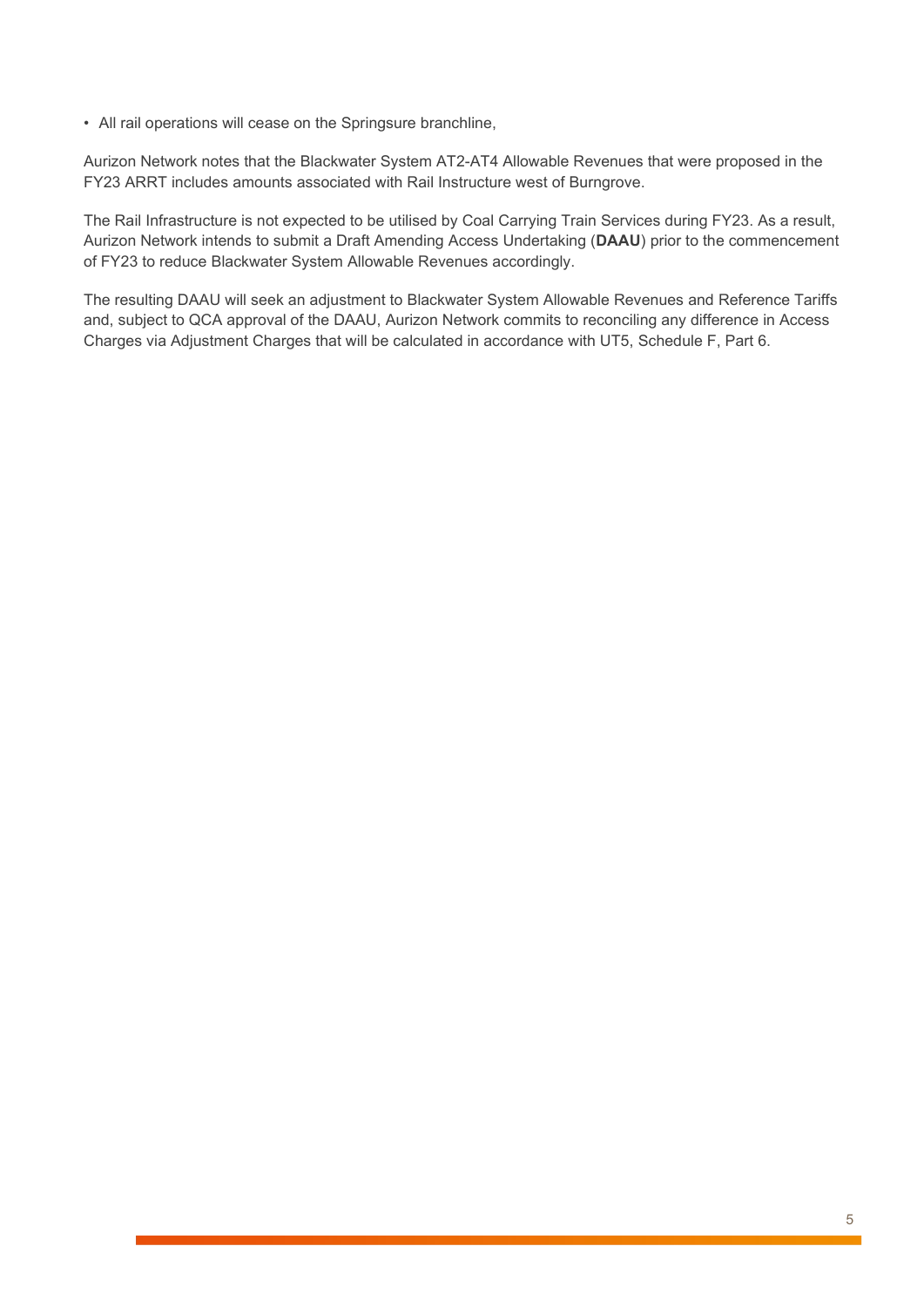- All rail operations will cease on the Springsure branchline,

Aurizon Network notes that the Blackwater System AT2-AT4 Allowable Revenues that were proposed in the FY23 ARRT includes amounts associated with Rail Instructure west of Burngrove.

The Rail Infrastructure is not expected to be utilised by Coal Carrying Train Services during FY23. As a result, Aurizon Network intends to submit a Draft Amending Access Undertaking (**DAAU**) prior to the commencement of FY23 to reduce Blackwater System Allowable Revenues accordingly.

The resulting DAAU will seek an adjustment to Blackwater System Allowable Revenues and Reference Tariffs and, subject to QCA approval of the DAAU, Aurizon Network commits to reconciling any difference in Access Charges via Adjustment Charges that will be calculated in accordance with UT5, Schedule F, Part 6.